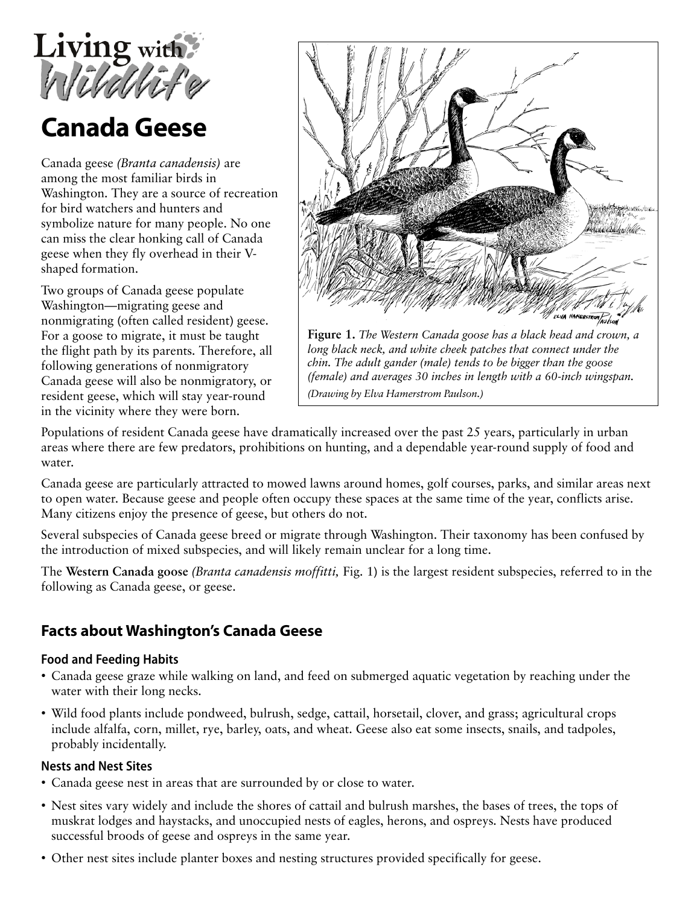# Living with Wildlife

# Canada Geese

Canada geese *(Branta canadensis)* are among the most familiar birds in Washington. They are a source of recreation for bird watchers and hunters and symbolize nature for many people. No one can miss the clear honking call of Canada geese when they fly overhead in their V-shaped formation.

Two groups of Canada geese populate Washington—migrating geese and nonmigrating (often called resident) geese. For a goose to migrate, it must be taught the flight path by its parents. Therefore, all following generations of nonmigratory Canada geese will also be nonmigratory, or resident geese, which will stay year-round in the vicinity where they were born.

**Figure 1.** *The Western Canada goose has a black head and crown, a long black neck, and white cheek patches that connect under the chin. The adult gander (male) tends to be bigger than the goose (female) and averages 30 inches in length with a 60-inch wingspan.*

*(Drawing by Elva Hamerstrom Paulson.)*

Populations of resident Canada geese have dramatically increased over the past 25 years, particularly in urban areas where there are few predators, prohibitions on hunting, and a dependable year-round supply of food and water.

Canada geese are particularly attracted to mowed lawns around homes, golf courses, parks, and similar areas next to open water. Because geese and people often occupy these spaces at the same time of the year, conflicts arise. Many citizens enjoy the presence of geese, but others do not.

Several subspecies of Canada geese breed or migrate through Washington. Their taxonomy has been confused by the introduction of mixed subspecies, and will likely remain unclear for a long time.

The **Western Canada goose** *(Branta canadensis moffitti,* Fig. 1) is the largest resident subspecies, referred to in the following as Canada geese, or geese.

## Facts about Washington's Canada Geese

### Food and Feeding Habits

- Canada geese graze while walking on land, and feed on submerged aquatic vegetation by reaching under the water with their long necks.
- Wild food plants include pondweed, bulrush, sedge, cattail, horsetail, clover, and grass; agricultural crops include alfalfa, corn, millet, rye, barley, oats, and wheat. Geese also eat some insects, snails, and tadpoles, probably incidentally.

### Nests and Nest Sites

- Canada geese nest in areas that are surrounded by or close to water.
- Nest sites vary widely and include the shores of cattail and bulrush marshes, the bases of trees, the tops of muskrat lodges and haystacks, and unoccupied nests of eagles, herons, and ospreys. Nests have produced successful broods of geese and ospreys in the same year.
- Other nest sites include planter boxes and nesting structures provided specifically for geese.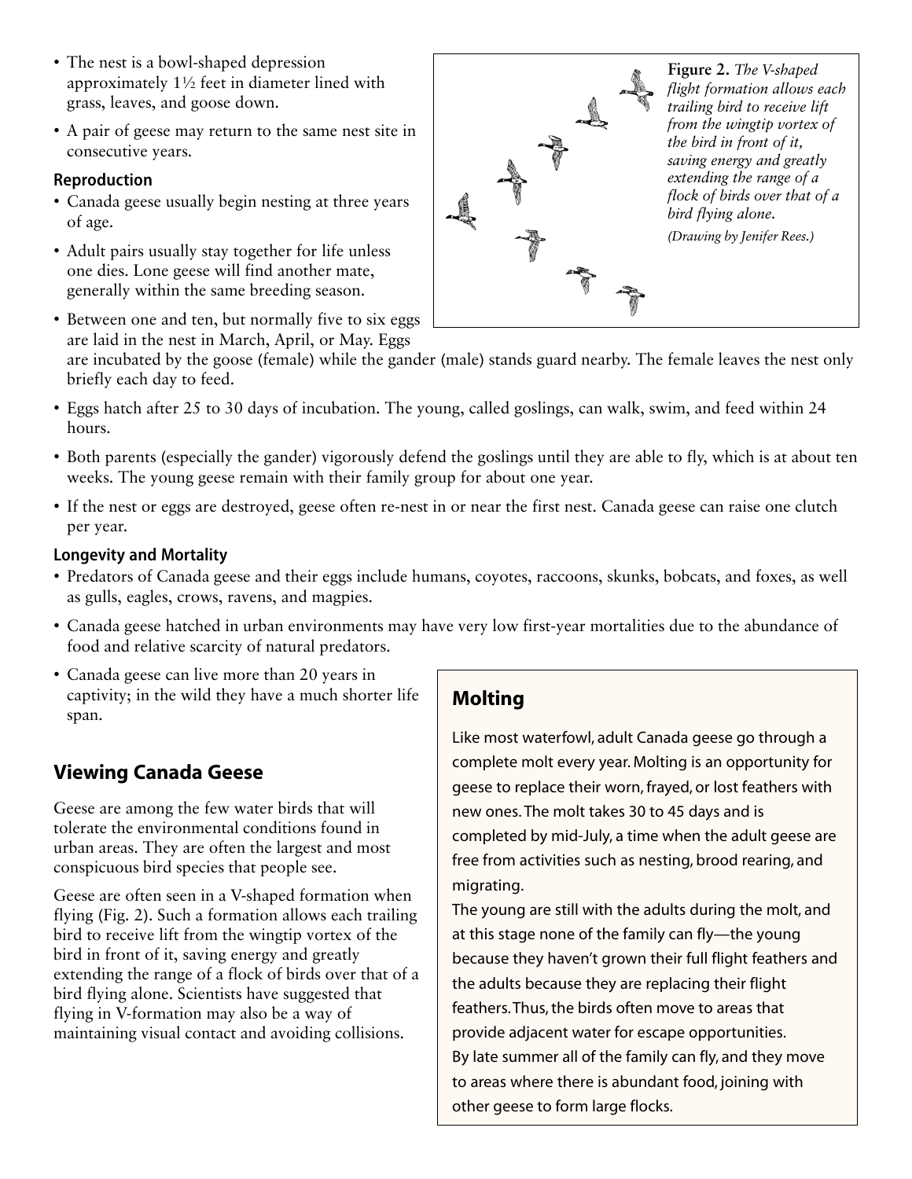- The nest is a bowl-shaped depression approximately 1½ feet in diameter lined with grass, leaves, and goose down.
- A pair of geese may return to the same nest site in consecutive years.

### Reproduction

- Canada geese usually begin nesting at three years of age.
- Adult pairs usually stay together for life unless one dies. Lone geese will find another mate, generally within the same breeding season.
- Between one and ten, but normally five to six eggs are laid in the nest in March, April, or May. Eggs are incubated by the goose (female) while the gander (male) stands guard nearby. The female leaves the nest only briefly each day to feed.
- Eggs hatch after 25 to 30 days of incubation. The young, called goslings, can walk, swim, and feed within 24 hours.
- Both parents (especially the gander) vigorously defend the goslings until they are able to fly, which is at about ten weeks. The young geese remain with their family group for about one year.
- If the nest or eggs are destroyed, geese often re-nest in or near the first nest. Canada geese can raise one clutch per year.

**Figure 2.** *The V-shaped flight formation allows each trailing bird to receive lift from the wingtip vortex of the bird in front of it, saving energy and greatly extending the range of a flock of birds over that of a bird flying alone.*

*(Drawing by Jenifer Rees.)*

### Longevity and Mortality

- Predators of Canada geese and their eggs include humans, coyotes, raccoons, skunks, bobcats, and foxes, as well as gulls, eagles, crows, ravens, and magpies.
- Canada geese hatched in urban environments may have very low first-year mortalities due to the abundance of food and relative scarcity of natural predators.
- Canada geese can live more than 20 years in captivity; in the wild they have a much shorter life span.

## Viewing Canada Geese

Geese are among the few water birds that will tolerate the environmental conditions found in urban areas. They are often the largest and most conspicuous bird species that people see.

Geese are often seen in a V-shaped formation when flying (Fig. 2). Such a formation allows each trailing bird to receive lift from the wingtip vortex of the bird in front of it, saving energy and greatly extending the range of a flock of birds over that of a bird flying alone. Scientists have suggested that flying in V-formation may also be a way of maintaining visual contact and avoiding collisions.

## Molting

Like most waterfowl, adult Canada geese go through a complete molt every year. Molting is an opportunity for geese to replace their worn, frayed, or lost feathers with new ones. The molt takes 30 to 45 days and is completed by mid-July, a time when the adult geese are free from activities such as nesting, brood rearing, and migrating.

The young are still with the adults during the molt, and at this stage none of the family can fly—the young because they haven't grown their full flight feathers and the adults because they are replacing their flight feathers. Thus, the birds often move to areas that provide adjacent water for escape opportunities.

By late summer all of the family can fly, and they move to areas where there is abundant food, joining with other geese to form large flocks.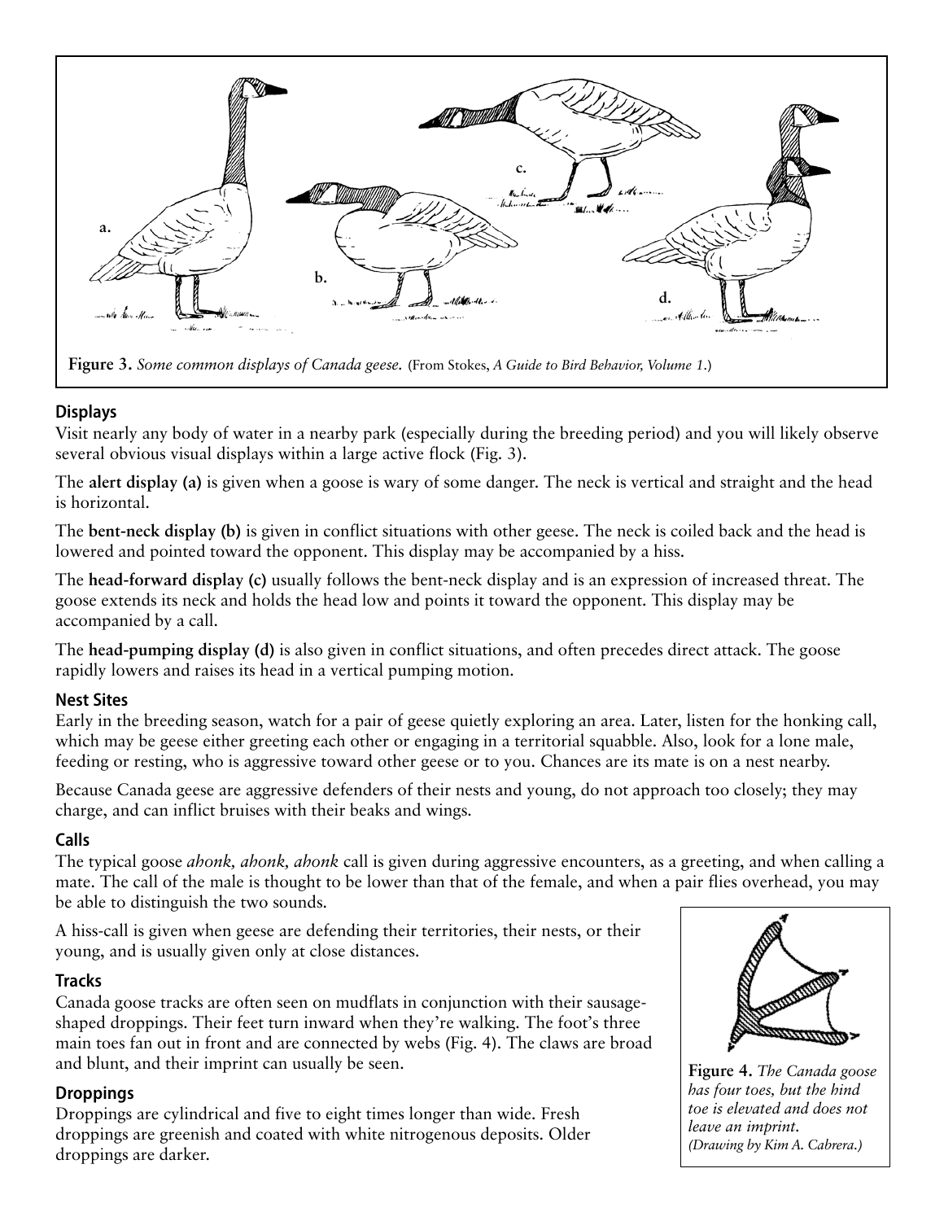**Figure 3.** *Some common displays of Canada geese.* (From Stokes, *A Guide to Bird Behavior, Volume 1*.)

### Displays

Visit nearly any body of water in a nearby park (especially during the breeding period) and you will likely observe several obvious visual displays within a large active flock (Fig. 3).

The **alert display (a)** is given when a goose is wary of some danger. The neck is vertical and straight and the head is horizontal.

The **bent-neck display (b)** is given in conflict situations with other geese. The neck is coiled back and the head is lowered and pointed toward the opponent. This display may be accompanied by a hiss.

The **head-forward display (c)** usually follows the bent-neck display and is an expression of increased threat. The goose extends its neck and holds the head low and points it toward the opponent. This display may be accompanied by a call.

The **head-pumping display (d)** is also given in conflict situations, and often precedes direct attack. The goose rapidly lowers and raises its head in a vertical pumping motion.

### Nest Sites

Early in the breeding season, watch for a pair of geese quietly exploring an area. Later, listen for the honking call, which may be geese either greeting each other or engaging in a territorial squabble. Also, look for a lone male, feeding or resting, who is aggressive toward other geese or to you. Chances are its mate is on a nest nearby.

Because Canada geese are aggressive defenders of their nests and young, do not approach too closely; they may charge, and can inflict bruises with their beaks and wings.

### Calls

The typical goose *ahonk, ahonk, ahonk* call is given during aggressive encounters, as a greeting, and when calling a mate. The call of the male is thought to be lower than that of the female, and when a pair flies overhead, you may be able to distinguish the two sounds.

A hiss-call is given when geese are defending their territories, their nests, or their young, and is usually given only at close distances.

### Tracks

Canada goose tracks are often seen on mudflats in conjunction with their sausage-shaped droppings. Their feet turn inward when they're walking. The foot's three main toes fan out in front and are connected by webs (Fig. 4). The claws are broad and blunt, and their imprint can usually be seen.

**Figure 4.** *The Canada goose has four toes, but the hind toe is elevated and does not leave an imprint. (Drawing by Kim A. Cabrera.)*

### Droppings

Droppings are cylindrical and five to eight times longer than wide. Fresh droppings are greenish and coated with white nitrogenous deposits. Older droppings are darker.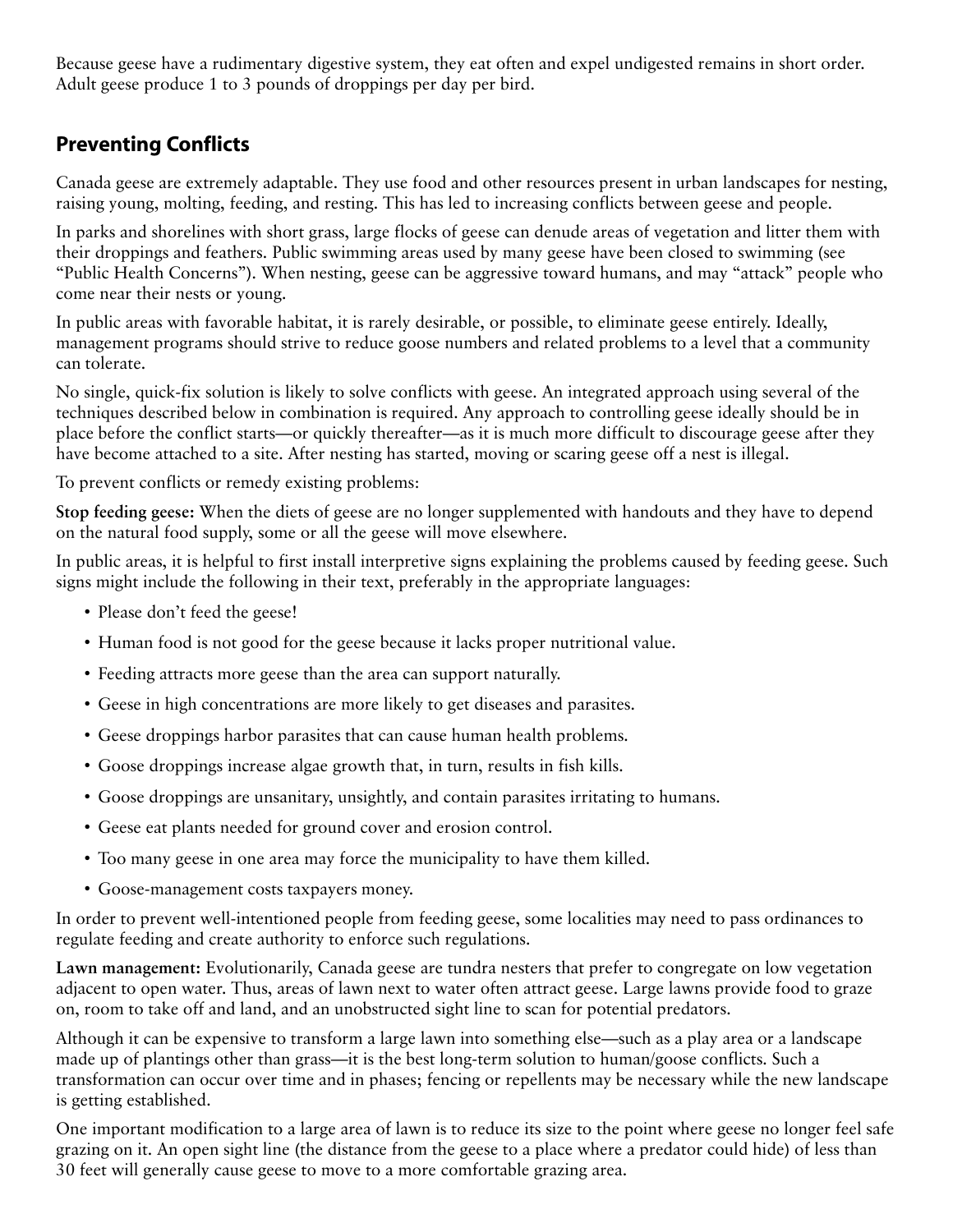Because geese have a rudimentary digestive system, they eat often and expel undigested remains in short order. Adult geese produce 1 to 3 pounds of droppings per day per bird.

## Preventing Conflicts

Canada geese are extremely adaptable. They use food and other resources present in urban landscapes for nesting, raising young, molting, feeding, and resting. This has led to increasing conflicts between geese and people.

In parks and shorelines with short grass, large flocks of geese can denude areas of vegetation and litter them with their droppings and feathers. Public swimming areas used by many geese have been closed to swimming (see "Public Health Concerns"). When nesting, geese can be aggressive toward humans, and may "attack" people who come near their nests or young.

In public areas with favorable habitat, it is rarely desirable, or possible, to eliminate geese entirely. Ideally, management programs should strive to reduce goose numbers and related problems to a level that a community can tolerate.

No single, quick-fix solution is likely to solve conflicts with geese. An integrated approach using several of the techniques described below in combination is required. Any approach to controlling geese ideally should be in place before the conflict starts—or quickly thereafter—as it is much more difficult to discourage geese after they have become attached to a site. After nesting has started, moving or scaring geese off a nest is illegal.

To prevent conflicts or remedy existing problems:

**Stop feeding geese:** When the diets of geese are no longer supplemented with handouts and they have to depend on the natural food supply, some or all the geese will move elsewhere.

In public areas, it is helpful to first install interpretive signs explaining the problems caused by feeding geese. Such signs might include the following in their text, preferably in the appropriate languages:

- Please don't feed the geese!
- Human food is not good for the geese because it lacks proper nutritional value.
- Feeding attracts more geese than the area can support naturally.
- Geese in high concentrations are more likely to get diseases and parasites.
- Geese droppings harbor parasites that can cause human health problems.
- Goose droppings increase algae growth that, in turn, results in fish kills.
- Goose droppings are unsanitary, unsightly, and contain parasites irritating to humans.
- Geese eat plants needed for ground cover and erosion control.
- Too many geese in one area may force the municipality to have them killed.
- Goose-management costs taxpayers money.

In order to prevent well-intentioned people from feeding geese, some localities may need to pass ordinances to regulate feeding and create authority to enforce such regulations.

**Lawn management:** Evolutionarily, Canada geese are tundra nesters that prefer to congregate on low vegetation adjacent to open water. Thus, areas of lawn next to water often attract geese. Large lawns provide food to graze on, room to take off and land, and an unobstructed sight line to scan for potential predators.

Although it can be expensive to transform a large lawn into something else—such as a play area or a landscape made up of plantings other than grass—it is the best long-term solution to human/goose conflicts. Such a transformation can occur over time and in phases; fencing or repellents may be necessary while the new landscape is getting established.

One important modification to a large area of lawn is to reduce its size to the point where geese no longer feel safe grazing on it. An open sight line (the distance from the geese to a place where a predator could hide) of less than 30 feet will generally cause geese to move to a more comfortable grazing area.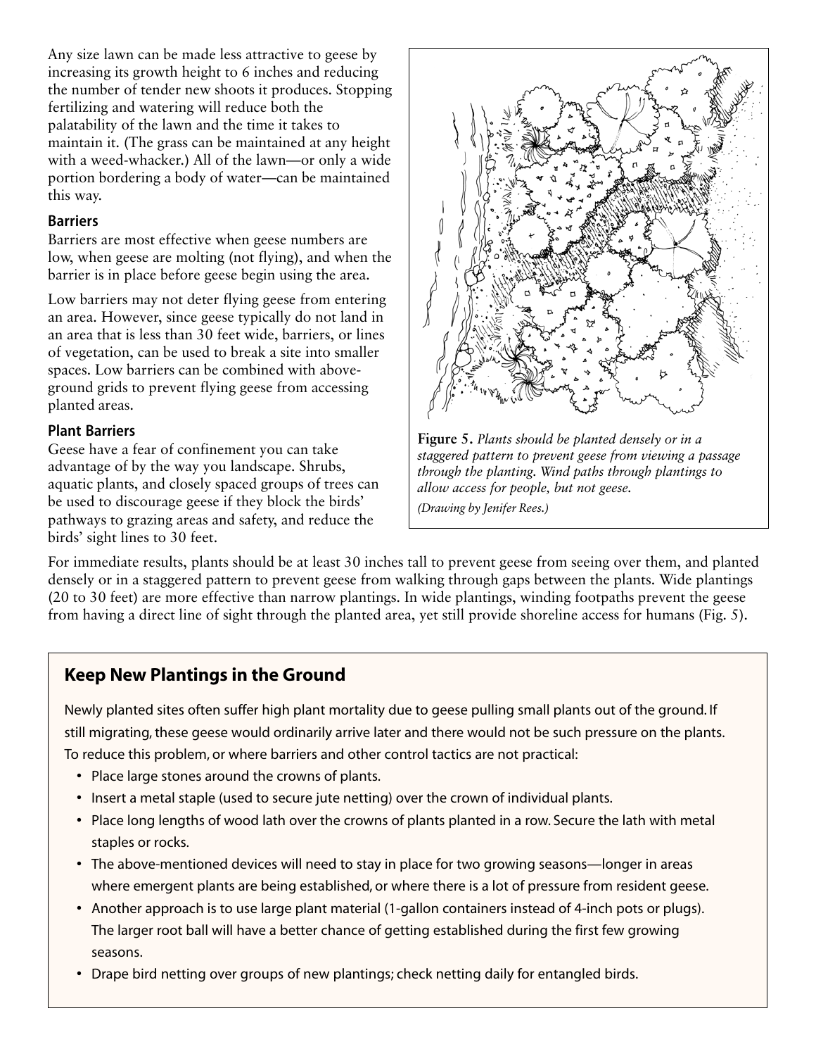Any size lawn can be made less attractive to geese by increasing its growth height to 6 inches and reducing the number of tender new shoots it produces. Stopping fertilizing and watering will reduce both the palatability of the lawn and the time it takes to maintain it. (The grass can be maintained at any height with a weed-whacker.) All of the lawn—or only a wide portion bordering a body of water—can be maintained this way.

### Barriers

Barriers are most effective when geese numbers are low, when geese are molting (not flying), and when the barrier is in place before geese begin using the area.

Low barriers may not deter flying geese from entering an area. However, since geese typically do not land in an area that is less than 30 feet wide, barriers, or lines of vegetation, can be used to break a site into smaller spaces. Low barriers can be combined with above-ground grids to prevent flying geese from accessing planted areas.

### Plant Barriers

Geese have a fear of confinement you can take advantage of by the way you landscape. Shrubs, aquatic plants, and closely spaced groups of trees can be used to discourage geese if they block the birds' pathways to grazing areas and safety, and reduce the birds' sight lines to 30 feet.

**Figure 5.** *Plants should be planted densely or in a staggered pattern to prevent geese from viewing a passage through the planting. Wind paths through plantings to allow access for people, but not geese.*

*(Drawing by Jenifer Rees.)*

For immediate results, plants should be at least 30 inches tall to prevent geese from seeing over them, and planted densely or in a staggered pattern to prevent geese from walking through gaps between the plants. Wide plantings (20 to 30 feet) are more effective than narrow plantings. In wide plantings, winding footpaths prevent the geese from having a direct line of sight through the planted area, yet still provide shoreline access for humans (Fig. 5).

## Keep New Plantings in the Ground

Newly planted sites often suffer high plant mortality due to geese pulling small plants out of the ground. If still migrating, these geese would ordinarily arrive later and there would not be such pressure on the plants. To reduce this problem, or where barriers and other control tactics are not practical:

- Place large stones around the crowns of plants.
- Insert a metal staple (used to secure jute netting) over the crown of individual plants.
- Place long lengths of wood lath over the crowns of plants planted in a row. Secure the lath with metal staples or rocks.
- The above-mentioned devices will need to stay in place for two growing seasons—longer in areas where emergent plants are being established, or where there is a lot of pressure from resident geese.
- Another approach is to use large plant material (1-gallon containers instead of 4-inch pots or plugs). The larger root ball will have a better chance of getting established during the first few growing seasons.
- Drape bird netting over groups of new plantings; check netting daily for entangled birds.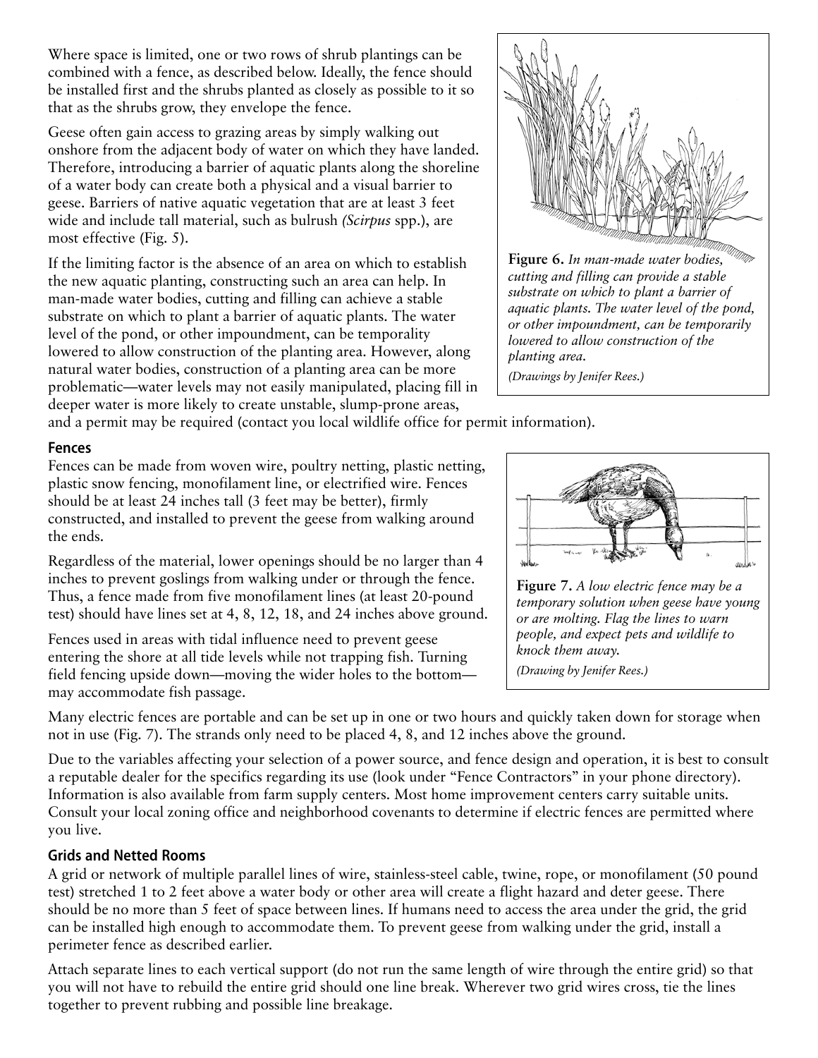Where space is limited, one or two rows of shrub plantings can be combined with a fence, as described below. Ideally, the fence should be installed first and the shrubs planted as closely as possible to it so that as the shrubs grow, they envelope the fence.

Geese often gain access to grazing areas by simply walking out onshore from the adjacent body of water on which they have landed. Therefore, introducing a barrier of aquatic plants along the shoreline of a water body can create both a physical and a visual barrier to geese. Barriers of native aquatic vegetation that are at least 3 feet wide and include tall material, such as bulrush *(Scirpus* spp.), are most effective (Fig. 5).

If the limiting factor is the absence of an area on which to establish the new aquatic planting, constructing such an area can help. In man-made water bodies, cutting and filling can achieve a stable substrate on which to plant a barrier of aquatic plants. The water level of the pond, or other impoundment, can be temporality lowered to allow construction of the planting area. However, along natural water bodies, construction of a planting area can be more problematic—water levels may not easily manipulated, placing fill in deeper water is more likely to create unstable, slump-prone areas, and a permit may be required (contact you local wildlife office for permit information).

**Figure 6.** *In man-made water bodies, cutting and filling can provide a stable substrate on which to plant a barrier of aquatic plants. The water level of the pond, or other impoundment, can be temporarily lowered to allow construction of the planting area.*

*(Drawings by Jenifer Rees.)*

## Fences

Fences can be made from woven wire, poultry netting, plastic netting, plastic snow fencing, monofilament line, or electrified wire. Fences should be at least 24 inches tall (3 feet may be better), firmly constructed, and installed to prevent the geese from walking around the ends.

Regardless of the material, lower openings should be no larger than 4 inches to prevent goslings from walking under or through the fence. Thus, a fence made from five monofilament lines (at least 20-pound test) should have lines set at 4, 8, 12, 18, and 24 inches above ground.

Fences used in areas with tidal influence need to prevent geese entering the shore at all tide levels while not trapping fish. Turning field fencing upside down—moving the wider holes to the bottom—may accommodate fish passage.

**Figure 7.** *A low electric fence may be a temporary solution when geese have young or are molting. Flag the lines to warn people, and expect pets and wildlife to knock them away.*

*(Drawing by Jenifer Rees.)*

Many electric fences are portable and can be set up in one or two hours and quickly taken down for storage when not in use (Fig. 7). The strands only need to be placed 4, 8, and 12 inches above the ground.

Due to the variables affecting your selection of a power source, and fence design and operation, it is best to consult a reputable dealer for the specifics regarding its use (look under "Fence Contractors" in your phone directory). Information is also available from farm supply centers. Most home improvement centers carry suitable units. Consult your local zoning office and neighborhood covenants to determine if electric fences are permitted where you live.

## Grids and Netted Rooms

A grid or network of multiple parallel lines of wire, stainless-steel cable, twine, rope, or monofilament (50 pound test) stretched 1 to 2 feet above a water body or other area will create a flight hazard and deter geese. There should be no more than 5 feet of space between lines. If humans need to access the area under the grid, the grid can be installed high enough to accommodate them. To prevent geese from walking under the grid, install a perimeter fence as described earlier.

Attach separate lines to each vertical support (do not run the same length of wire through the entire grid) so that you will not have to rebuild the entire grid should one line break. Wherever two grid wires cross, tie the lines together to prevent rubbing and possible line breakage.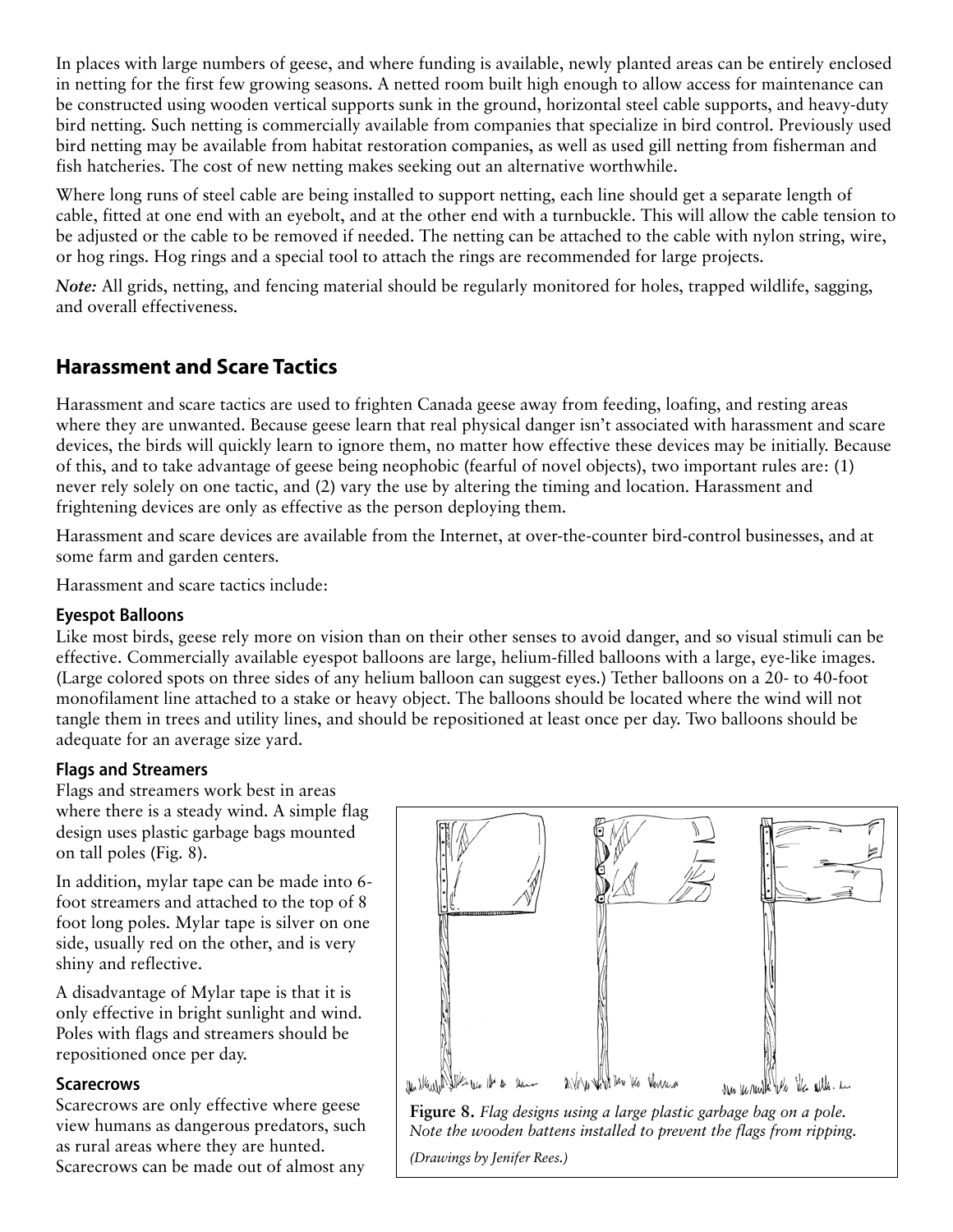In places with large numbers of geese, and where funding is available, newly planted areas can be entirely enclosed in netting for the first few growing seasons. A netted room built high enough to allow access for maintenance can be constructed using wooden vertical supports sunk in the ground, horizontal steel cable supports, and heavy-duty bird netting. Such netting is commercially available from companies that specialize in bird control. Previously used bird netting may be available from habitat restoration companies, as well as used gill netting from fisherman and fish hatcheries. The cost of new netting makes seeking out an alternative worthwhile.

Where long runs of steel cable are being installed to support netting, each line should get a separate length of cable, fitted at one end with an eyebolt, and at the other end with a turnbuckle. This will allow the cable tension to be adjusted or the cable to be removed if needed. The netting can be attached to the cable with nylon string, wire, or hog rings. Hog rings and a special tool to attach the rings are recommended for large projects.

***Note:*** All grids, netting, and fencing material should be regularly monitored for holes, trapped wildlife, sagging, and overall effectiveness.

## Harassment and Scare Tactics

Harassment and scare tactics are used to frighten Canada geese away from feeding, loafing, and resting areas where they are unwanted. Because geese learn that real physical danger isn't associated with harassment and scare devices, the birds will quickly learn to ignore them, no matter how effective these devices may be initially. Because of this, and to take advantage of geese being neophobic (fearful of novel objects), two important rules are: (1) never rely solely on one tactic, and (2) vary the use by altering the timing and location. Harassment and frightening devices are only as effective as the person deploying them.

Harassment and scare devices are available from the Internet, at over-the-counter bird-control businesses, and at some farm and garden centers.

Harassment and scare tactics include:

### Eyespot Balloons

Like most birds, geese rely more on vision than on their other senses to avoid danger, and so visual stimuli can be effective. Commercially available eyespot balloons are large, helium-filled balloons with a large, eye-like images. (Large colored spots on three sides of any helium balloon can suggest eyes.) Tether balloons on a 20- to 40-foot monofilament line attached to a stake or heavy object. The balloons should be located where the wind will not tangle them in trees and utility lines, and should be repositioned at least once per day. Two balloons should be adequate for an average size yard.

### Flags and Streamers

Flags and streamers work best in areas where there is a steady wind. A simple flag design uses plastic garbage bags mounted on tall poles (Fig. 8).

In addition, mylar tape can be made into 6-foot streamers and attached to the top of 8 foot long poles. Mylar tape is silver on one side, usually red on the other, and is very shiny and reflective.

A disadvantage of Mylar tape is that it is only effective in bright sunlight and wind. Poles with flags and streamers should be repositioned once per day.

**Figure 8.** *Flag designs using a large plastic garbage bag on a pole. Note the wooden battens installed to prevent the flags from ripping.*

*(Drawings by Jenifer Rees.)*

### Scarecrows

Scarecrows are only effective where geese view humans as dangerous predators, such as rural areas where they are hunted. Scarecrows can be made out of almost any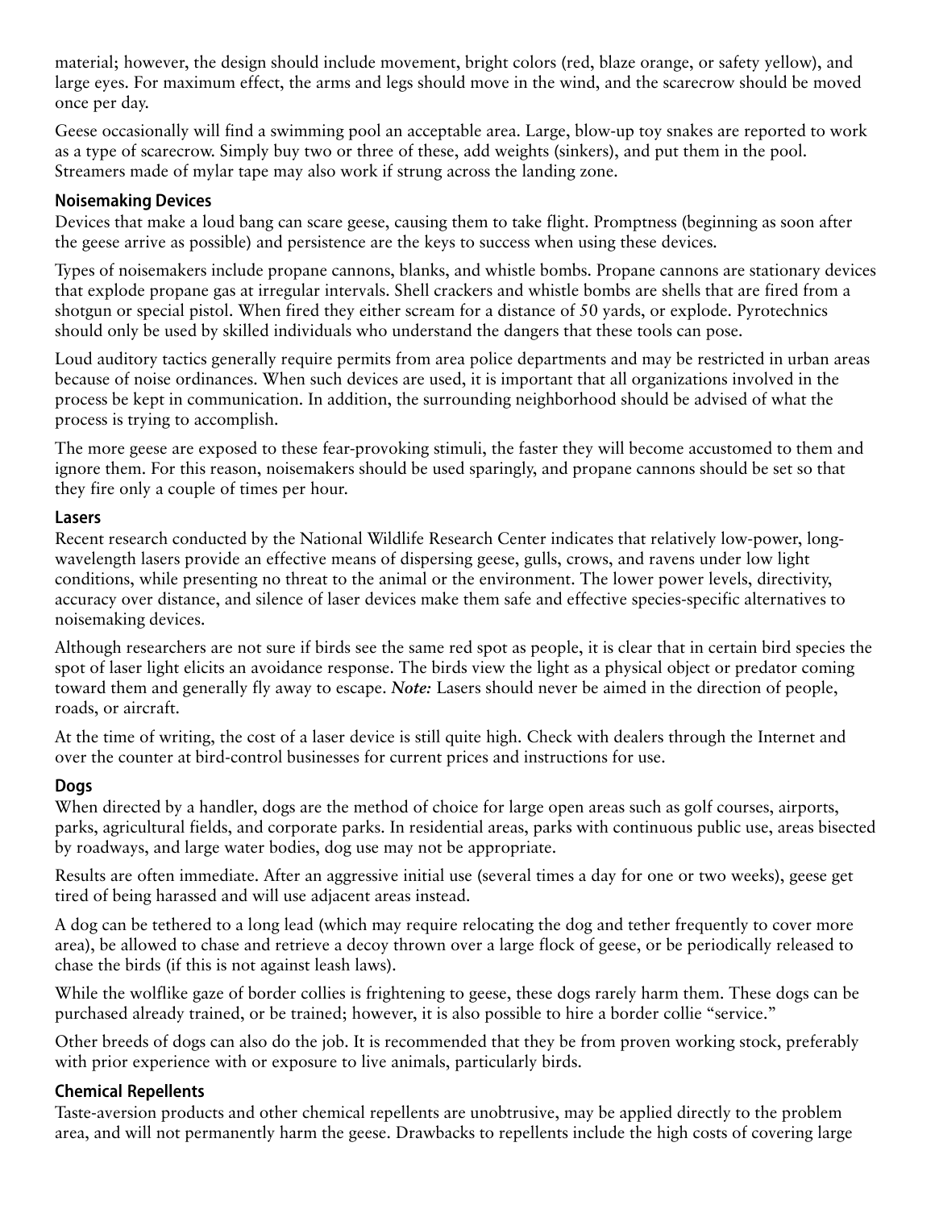material; however, the design should include movement, bright colors (red, blaze orange, or safety yellow), and large eyes. For maximum effect, the arms and legs should move in the wind, and the scarecrow should be moved once per day.

Geese occasionally will find a swimming pool an acceptable area. Large, blow-up toy snakes are reported to work as a type of scarecrow. Simply buy two or three of these, add weights (sinkers), and put them in the pool. Streamers made of mylar tape may also work if strung across the landing zone.

### Noisemaking Devices

Devices that make a loud bang can scare geese, causing them to take flight. Promptness (beginning as soon after the geese arrive as possible) and persistence are the keys to success when using these devices.

Types of noisemakers include propane cannons, blanks, and whistle bombs. Propane cannons are stationary devices that explode propane gas at irregular intervals. Shell crackers and whistle bombs are shells that are fired from a shotgun or special pistol. When fired they either scream for a distance of 50 yards, or explode. Pyrotechnics should only be used by skilled individuals who understand the dangers that these tools can pose.

Loud auditory tactics generally require permits from area police departments and may be restricted in urban areas because of noise ordinances. When such devices are used, it is important that all organizations involved in the process be kept in communication. In addition, the surrounding neighborhood should be advised of what the process is trying to accomplish.

The more geese are exposed to these fear-provoking stimuli, the faster they will become accustomed to them and ignore them. For this reason, noisemakers should be used sparingly, and propane cannons should be set so that they fire only a couple of times per hour.

### Lasers

Recent research conducted by the National Wildlife Research Center indicates that relatively low-power, long-wavelength lasers provide an effective means of dispersing geese, gulls, crows, and ravens under low light conditions, while presenting no threat to the animal or the environment. The lower power levels, directivity, accuracy over distance, and silence of laser devices make them safe and effective species-specific alternatives to noisemaking devices.

Although researchers are not sure if birds see the same red spot as people, it is clear that in certain bird species the spot of laser light elicits an avoidance response. The birds view the light as a physical object or predator coming toward them and generally fly away to escape. ***Note:*** Lasers should never be aimed in the direction of people, roads, or aircraft.

At the time of writing, the cost of a laser device is still quite high. Check with dealers through the Internet and over the counter at bird-control businesses for current prices and instructions for use.

### Dogs

When directed by a handler, dogs are the method of choice for large open areas such as golf courses, airports, parks, agricultural fields, and corporate parks. In residential areas, parks with continuous public use, areas bisected by roadways, and large water bodies, dog use may not be appropriate.

Results are often immediate. After an aggressive initial use (several times a day for one or two weeks), geese get tired of being harassed and will use adjacent areas instead.

A dog can be tethered to a long lead (which may require relocating the dog and tether frequently to cover more area), be allowed to chase and retrieve a decoy thrown over a large flock of geese, or be periodically released to chase the birds (if this is not against leash laws).

While the wolflike gaze of border collies is frightening to geese, these dogs rarely harm them. These dogs can be purchased already trained, or be trained; however, it is also possible to hire a border collie "service."

Other breeds of dogs can also do the job. It is recommended that they be from proven working stock, preferably with prior experience with or exposure to live animals, particularly birds.

### Chemical Repellents

Taste-aversion products and other chemical repellents are unobtrusive, may be applied directly to the problem area, and will not permanently harm the geese. Drawbacks to repellents include the high costs of covering large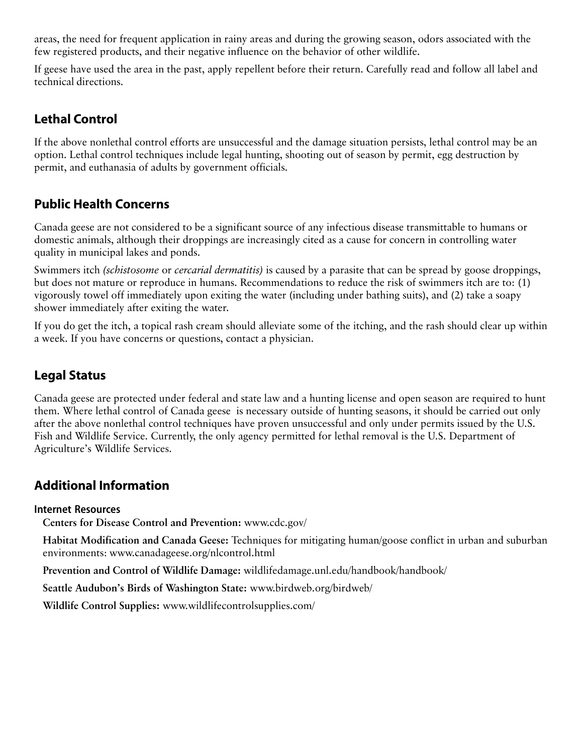areas, the need for frequent application in rainy areas and during the growing season, odors associated with the few registered products, and their negative influence on the behavior of other wildlife.

If geese have used the area in the past, apply repellent before their return. Carefully read and follow all label and technical directions.

## Lethal Control

If the above nonlethal control efforts are unsuccessful and the damage situation persists, lethal control may be an option. Lethal control techniques include legal hunting, shooting out of season by permit, egg destruction by permit, and euthanasia of adults by government officials.

## Public Health Concerns

Canada geese are not considered to be a significant source of any infectious disease transmittable to humans or domestic animals, although their droppings are increasingly cited as a cause for concern in controlling water quality in municipal lakes and ponds.

Swimmers itch *(schistosome* or *cercarial dermatitis)* is caused by a parasite that can be spread by goose droppings, but does not mature or reproduce in humans. Recommendations to reduce the risk of swimmers itch are to: (1) vigorously towel off immediately upon exiting the water (including under bathing suits), and (2) take a soapy shower immediately after exiting the water.

If you do get the itch, a topical rash cream should alleviate some of the itching, and the rash should clear up within a week. If you have concerns or questions, contact a physician.

## Legal Status

Canada geese are protected under federal and state law and a hunting license and open season are required to hunt them. Where lethal control of Canada geese is necessary outside of hunting seasons, it should be carried out only after the above nonlethal control techniques have proven unsuccessful and only under permits issued by the U.S. Fish and Wildlife Service. Currently, the only agency permitted for lethal removal is the U.S. Department of Agriculture's Wildlife Services.

## Additional Information

### Internet Resources

**Centers for Disease Control and Prevention:** www.cdc.gov/

**Habitat Modification and Canada Geese:** Techniques for mitigating human/goose conflict in urban and suburban environments: www.canadageese.org/nlcontrol.html

**Prevention and Control of Wildlife Damage:** wildlifedamage.unl.edu/handbook/handbook/

**Seattle Audubon's Birds of Washington State:** www.birdweb.org/birdweb/

**Wildlife Control Supplies:** www.wildlifecontrolsupplies.com/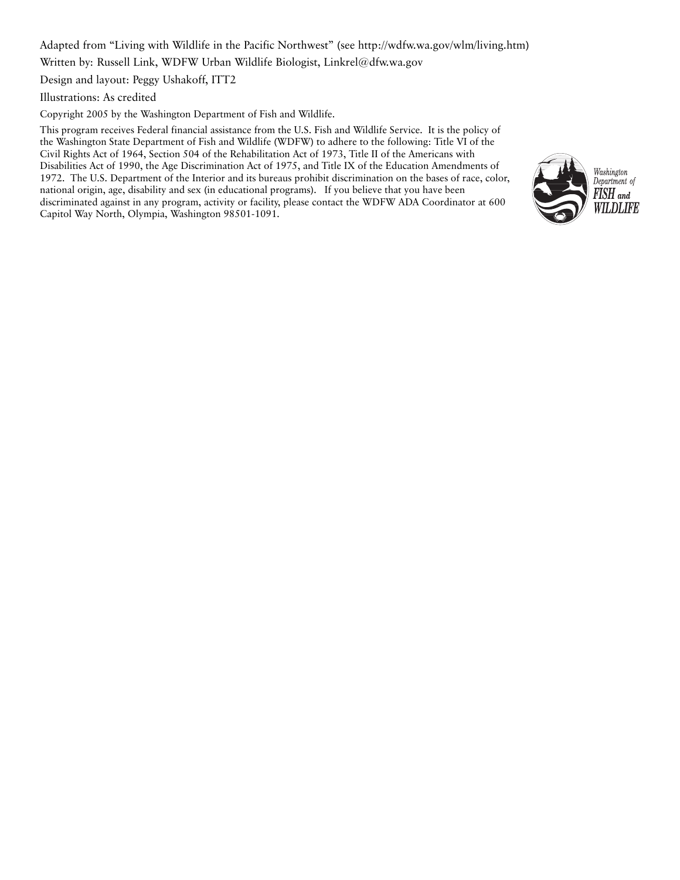Adapted from “Living with Wildlife in the Pacific Northwest” (see http://wdfw.wa.gov/wlm/living.htm)

Written by: Russell Link, WDFW Urban Wildlife Biologist, Linkrel@dfw.wa.gov

Design and layout: Peggy Ushakoff, ITT2

Illustrations: As credited

Copyright 2005 by the Washington Department of Fish and Wildlife.

This program receives Federal financial assistance from the U.S. Fish and Wildlife Service. It is the policy of the Washington State Department of Fish and Wildlife (WDFW) to adhere to the following: Title VI of the Civil Rights Act of 1964, Section 504 of the Rehabilitation Act of 1973, Title II of the Americans with Disabilities Act of 1990, the Age Discrimination Act of 1975, and Title IX of the Education Amendments of 1972. The U.S. Department of the Interior and its bureaus prohibit discrimination on the bases of race, color, national origin, age, disability and sex (in educational programs). If you believe that you have been discriminated against in any program, activity or facility, please contact the WDFW ADA Coordinator at 600 Capitol Way North, Olympia, Washington 98501-1091.

Washington Department of FISH and WILDLIFE